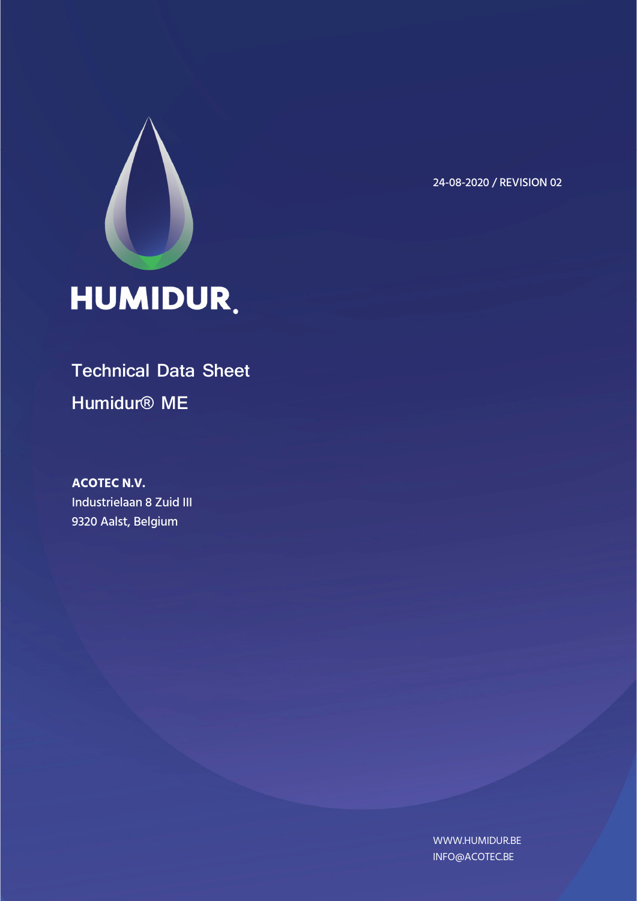24-08-2020 / REVISION 02

HUMIDUR.

# Technical Data Sheet

## Humidur® ME

**ACOTEC N.V.**
Industrielaan 8 Zuid III
9320 Aalst, Belgium

WWW.HUMIDUR.BE
INFO@ACOTEC.BE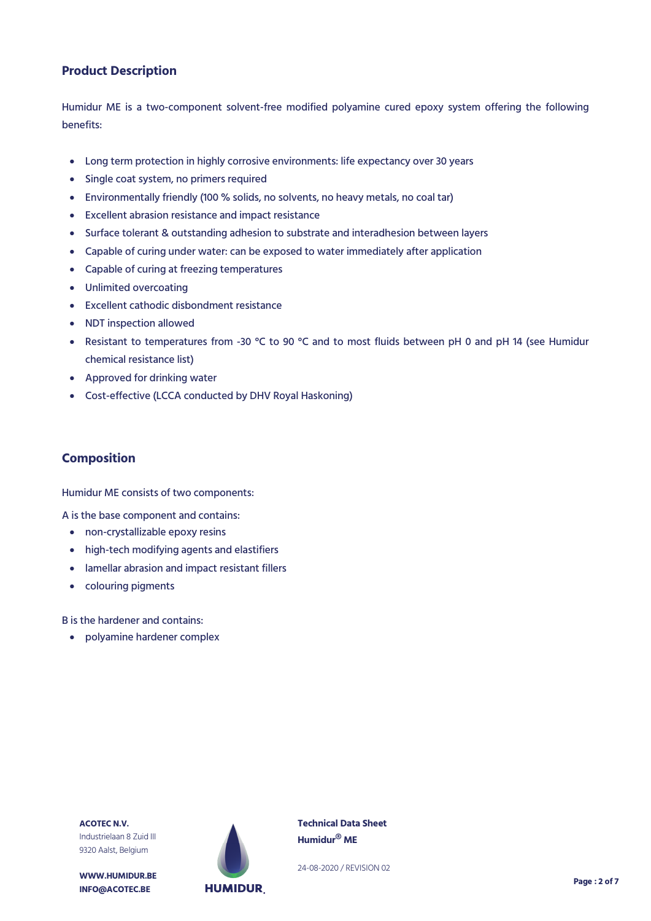## Product Description

Humidur ME is a two-component solvent-free modified polyamine cured epoxy system offering the following benefits:

- Long term protection in highly corrosive environments: life expectancy over 30 years
- Single coat system, no primers required
- Environmentally friendly (100 % solids, no solvents, no heavy metals, no coal tar)
- Excellent abrasion resistance and impact resistance
- Surface tolerant & outstanding adhesion to substrate and interadhesion between layers
- Capable of curing under water: can be exposed to water immediately after application
- Capable of curing at freezing temperatures
- Unlimited overcoating
- Excellent cathodic disbondment resistance
- NDT inspection allowed
- Resistant to temperatures from -30 °C to 90 °C and to most fluids between pH 0 and pH 14 (see Humidur chemical resistance list)
- Approved for drinking water
- Cost-effective (LCCA conducted by DHV Royal Haskoning)

## Composition

Humidur ME consists of two components:

A is the base component and contains:

- non-crystallizable epoxy resins
- high-tech modifying agents and elastifiers
- lamellar abrasion and impact resistant fillers
- colouring pigments

B is the hardener and contains:

- polyamine hardener complex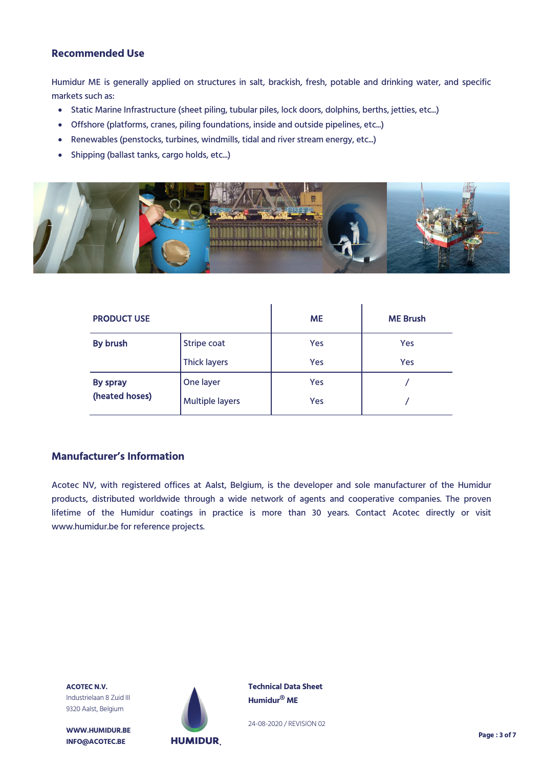## Recommended Use

Humidur ME is generally applied on structures in salt, brackish, fresh, potable and drinking water, and specific markets such as:

- Static Marine Infrastructure (sheet piling, tubular piles, lock doors, dolphins, berths, jetties, etc...)
- Offshore (platforms, cranes, piling foundations, inside and outside pipelines, etc...)
- Renewables (penstocks, turbines, windmills, tidal and river stream energy, etc...)
- Shipping (ballast tanks, cargo holds, etc...)

| PRODUCT USE | | ME | ME Brush |
|---|---|---|---|
| **By brush** | Stripe coat | Yes | Yes |
| | Thick layers | Yes | Yes |
| **By spray (heated hoses)** | One layer | Yes | / |
| | Multiple layers | Yes | / |

## Manufacturer's Information

Acotec NV, with registered offices at Aalst, Belgium, is the developer and sole manufacturer of the Humidur products, distributed worldwide through a wide network of agents and cooperative companies. The proven lifetime of the Humidur coatings in practice is more than 30 years. Contact Acotec directly or visit www.humidur.be for reference projects.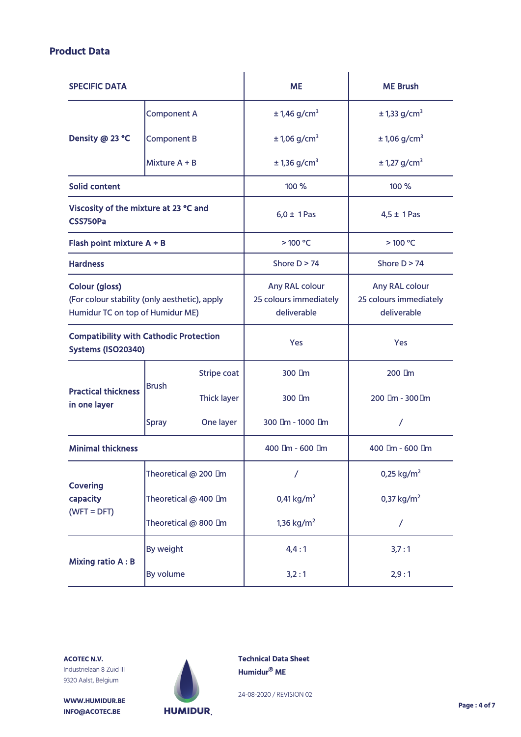## Product Data

| SPECIFIC DATA | | | ME | ME Brush |
|---|---|---|---|---|
| Density @ 23 °C | Component A | | ± 1,46 g/cm³ | ± 1,33 g/cm³ |
| | Component B | | ± 1,06 g/cm³ | ± 1,06 g/cm³ |
| | Mixture A + B | | ± 1,36 g/cm³ | ± 1,27 g/cm³ |
| Solid content | | | 100 % | 100 % |
| Viscosity of the mixture at 23 °C and CSS750Pa | | | 6,0 ± 1 Pas | 4,5 ± 1 Pas |
| Flash point mixture A + B | | | > 100 °C | > 100 °C |
| Hardness | | | Shore D > 74 | Shore D > 74 |
| Colour (gloss) (For colour stability (only aesthetic), apply Humidur TC on top of Humidur ME) | | | Any RAL colour 25 colours immediately deliverable | Any RAL colour 25 colours immediately deliverable |
| Compatibility with Cathodic Protection Systems (ISO20340) | | | Yes | Yes |
| Practical thickness in one layer | Brush | Stripe coat | 300 µm | 200 µm |
| | | Thick layer | 300 µm | 200 µm - 300 µm |
| | Spray | One layer | 300 µm - 1000 µm | / |
| Minimal thickness | | | 400 µm - 600 µm | 400 µm - 600 µm |
| Covering capacity (WFT = DFT) | Theoretical @ 200 µm | | / | 0,25 kg/m² |
| | Theoretical @ 400 µm | | 0,41 kg/m² | 0,37 kg/m² |
| | Theoretical @ 800 µm | | 1,36 kg/m² | / |
| Mixing ratio A : B | By weight | | 4,4 : 1 | 3,7 : 1 |
| | By volume | | 3,2 : 1 | 2,9 : 1 |

**ACOTEC N.V.**
Industrielaan 8 Zuid III
9320 Aalst, Belgium

**WWW.HUMIDUR.BE**
**INFO@ACOTEC.BE**

**Technical Data Sheet**
**Humidur® ME**

24-08-2020 / REVISION 02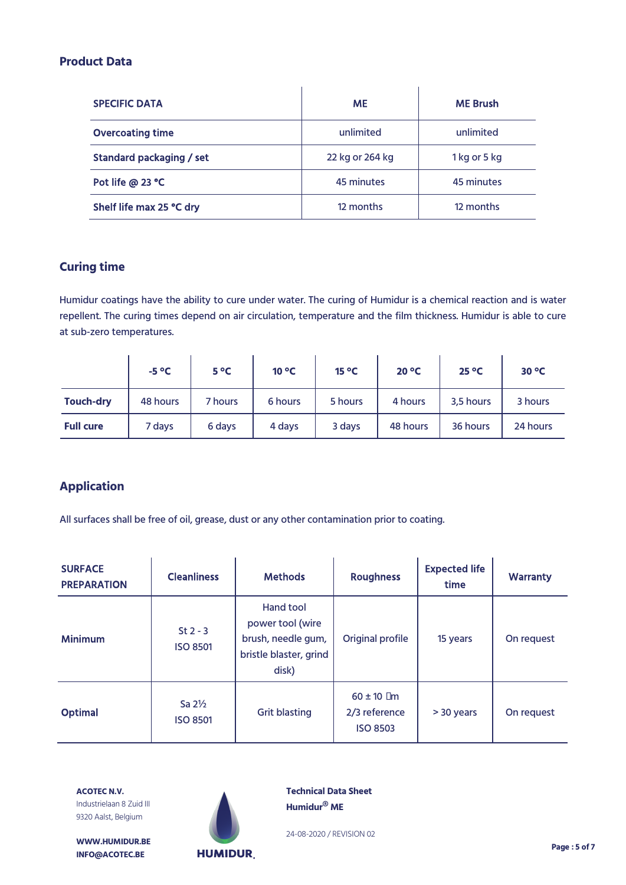## Product Data

| SPECIFIC DATA | ME | ME Brush |
|---|---|---|
| **Overcoating time** | unlimited | unlimited |
| **Standard packaging / set** | 22 kg or 264 kg | 1 kg or 5 kg |
| **Pot life @ 23 °C** | 45 minutes | 45 minutes |
| **Shelf life max 25 °C dry** | 12 months | 12 months |

## Curing time

Humidur coatings have the ability to cure under water. The curing of Humidur is a chemical reaction and is water repellent. The curing times depend on air circulation, temperature and the film thickness. Humidur is able to cure at sub-zero temperatures.

| | -5 °C | 5 °C | 10 °C | 15 °C | 20 °C | 25 °C | 30 °C |
|---|---|---|---|---|---|---|---|
| **Touch-dry** | 48 hours | 7 hours | 6 hours | 5 hours | 4 hours | 3,5 hours | 3 hours |
| **Full cure** | 7 days | 6 days | 4 days | 3 days | 48 hours | 36 hours | 24 hours |

## Application

All surfaces shall be free of oil, grease, dust or any other contamination prior to coating.

| SURFACE PREPARATION | Cleanliness | Methods | Roughness | Expected life time | Warranty |
|---|---|---|---|---|---|
| **Minimum** | St 2 - 3 ISO 8501 | Hand tool power tool (wire brush, needle gum, bristle blaster, grind disk) | Original profile | 15 years | On request |
| **Optimal** | Sa 2½ ISO 8501 | Grit blasting | 60 ± 10 µm 2/3 reference ISO 8503 | > 30 years | On request |

**ACOTEC N.V.**
Industrielaan 8 Zuid III
9320 Aalst, Belgium

**WWW.HUMIDUR.BE**
**INFO@ACOTEC.BE**

**Technical Data Sheet**
**Humidur® ME**

24-08-2020 / REVISION 02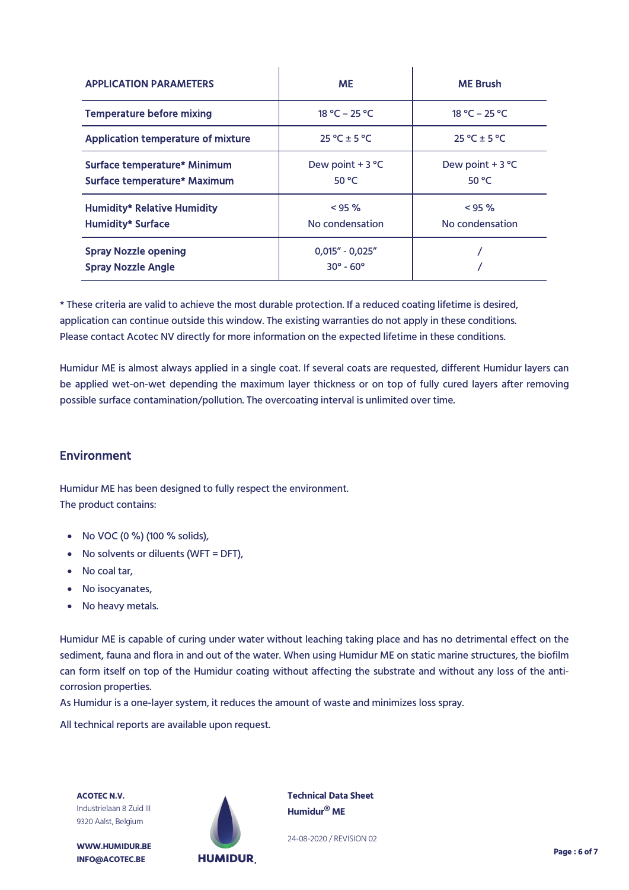| APPLICATION PARAMETERS | ME | ME Brush |
|---|---|---|
| Temperature before mixing | 18 °C – 25 °C | 18 °C – 25 °C |
| Application temperature of mixture | 25 °C ± 5 °C | 25 °C ± 5 °C |
| Surface temperature* Minimum<br>Surface temperature* Maximum | Dew point + 3 °C<br>50 °C | Dew point + 3 °C<br>50 °C |
| Humidity* Relative Humidity<br>Humidity* Surface | < 95 %<br>No condensation | < 95 %<br>No condensation |
| Spray Nozzle opening<br>Spray Nozzle Angle | 0,015" - 0,025"<br>30° - 60° | /<br>/ |

* These criteria are valid to achieve the most durable protection. If a reduced coating lifetime is desired, application can continue outside this window. The existing warranties do not apply in these conditions. Please contact Acotec NV directly for more information on the expected lifetime in these conditions.

Humidur ME is almost always applied in a single coat. If several coats are requested, different Humidur layers can be applied wet-on-wet depending the maximum layer thickness or on top of fully cured layers after removing possible surface contamination/pollution. The overcoating interval is unlimited over time.

## Environment

Humidur ME has been designed to fully respect the environment.
The product contains:

- No VOC (0 %) (100 % solids),
- No solvents or diluents (WFT = DFT),
- No coal tar,
- No isocyanates,
- No heavy metals.

Humidur ME is capable of curing under water without leaching taking place and has no detrimental effect on the sediment, fauna and flora in and out of the water. When using Humidur ME on static marine structures, the biofilm can form itself on top of the Humidur coating without affecting the substrate and without any loss of the anti-corrosion properties.
As Humidur is a one-layer system, it reduces the amount of waste and minimizes loss spray.

All technical reports are available upon request.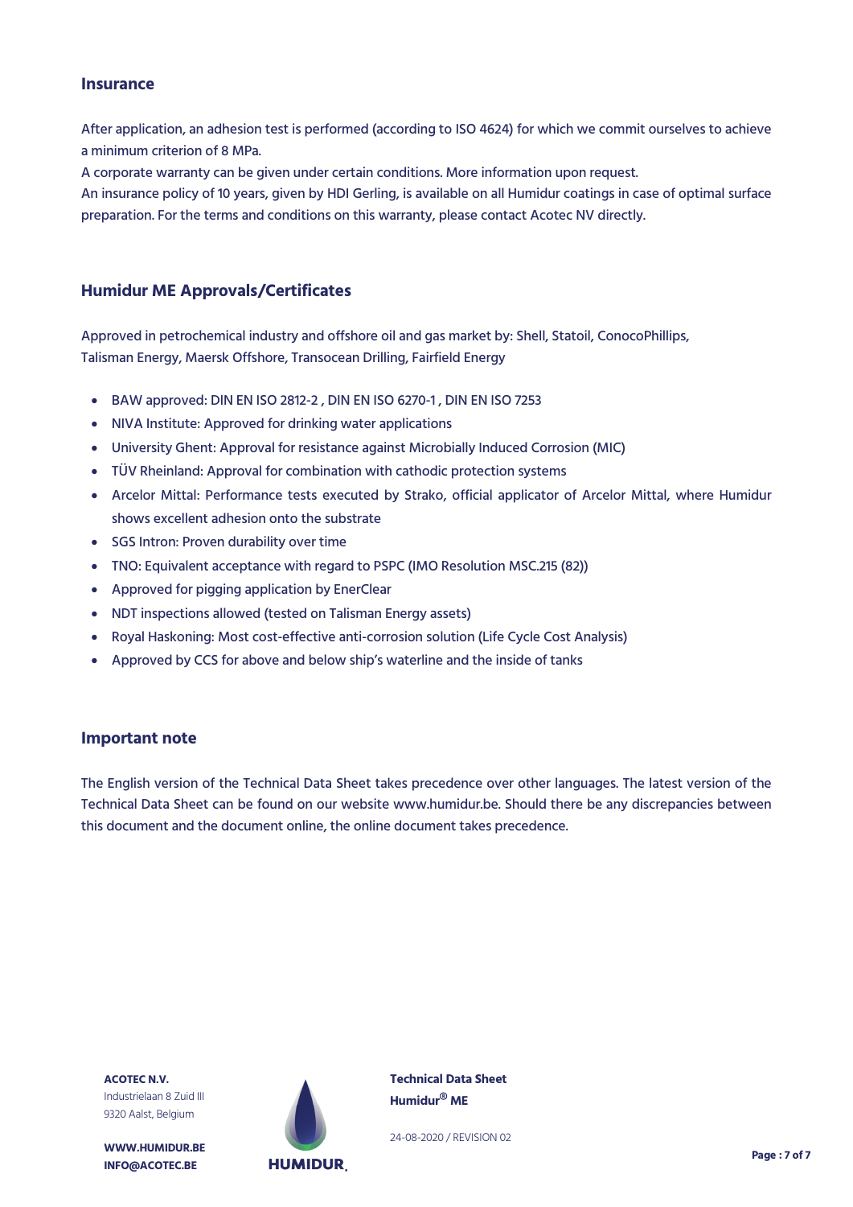## Insurance

After application, an adhesion test is performed (according to ISO 4624) for which we commit ourselves to achieve a minimum criterion of 8 MPa.

A corporate warranty can be given under certain conditions. More information upon request.

An insurance policy of 10 years, given by HDI Gerling, is available on all Humidur coatings in case of optimal surface preparation. For the terms and conditions on this warranty, please contact Acotec NV directly.

## Humidur ME Approvals/Certificates

Approved in petrochemical industry and offshore oil and gas market by: Shell, Statoil, ConocoPhillips, Talisman Energy, Maersk Offshore, Transocean Drilling, Fairfield Energy

- BAW approved: DIN EN ISO 2812-2 , DIN EN ISO 6270-1 , DIN EN ISO 7253
- NIVA Institute: Approved for drinking water applications
- University Ghent: Approval for resistance against Microbially Induced Corrosion (MIC)
- TÜV Rheinland: Approval for combination with cathodic protection systems
- Arcelor Mittal: Performance tests executed by Strako, official applicator of Arcelor Mittal, where Humidur shows excellent adhesion onto the substrate
- SGS Intron: Proven durability over time
- TNO: Equivalent acceptance with regard to PSPC (IMO Resolution MSC.215 (82))
- Approved for pigging application by EnerClear
- NDT inspections allowed (tested on Talisman Energy assets)
- Royal Haskoning: Most cost-effective anti-corrosion solution (Life Cycle Cost Analysis)
- Approved by CCS for above and below ship's waterline and the inside of tanks

## Important note

The English version of the Technical Data Sheet takes precedence over other languages. The latest version of the Technical Data Sheet can be found on our website www.humidur.be. Should there be any discrepancies between this document and the document online, the online document takes precedence.